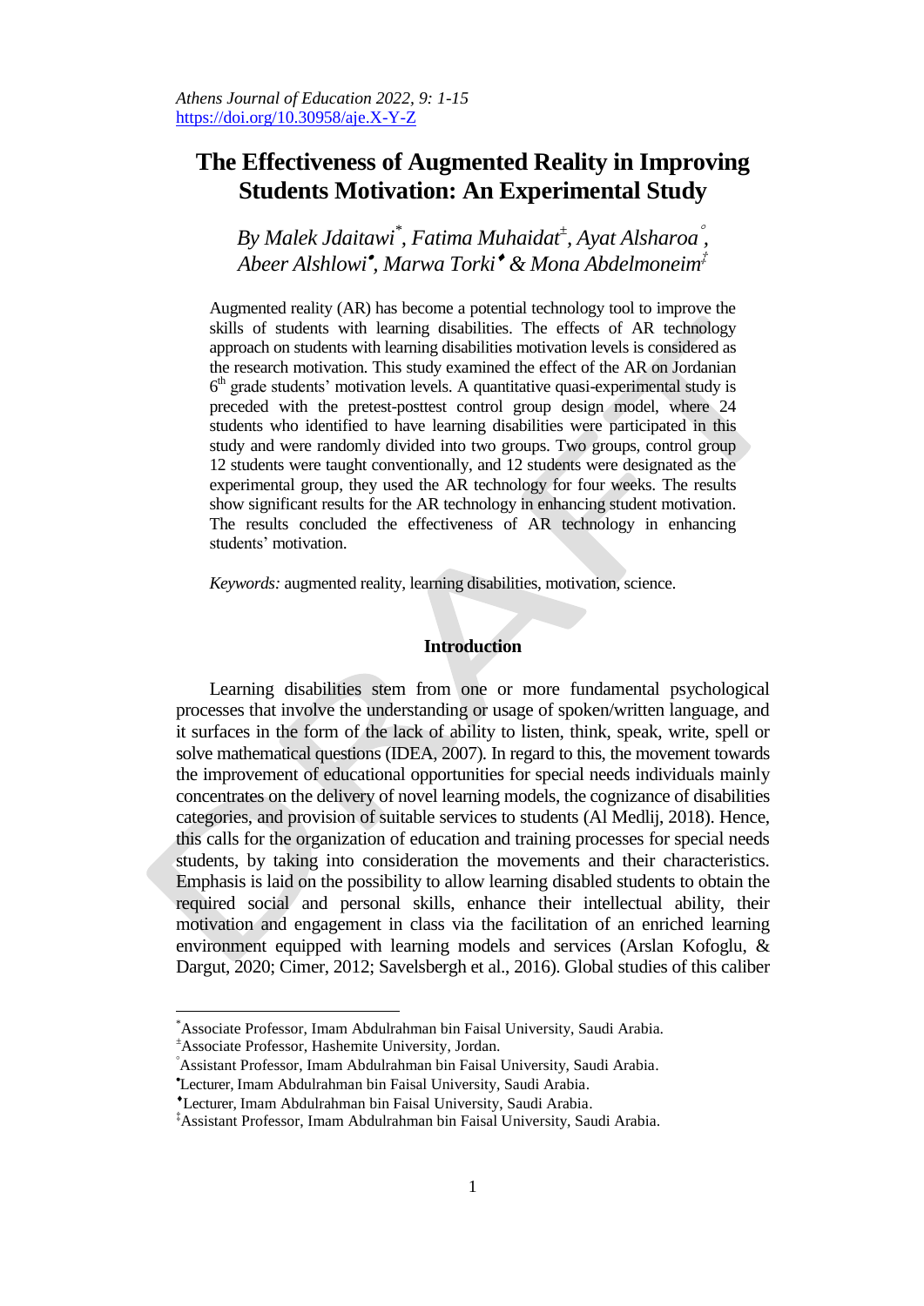# The Effectiveness of Augmented Reality in Improving Students Motivation: An Experimental Study

*By Malek Jdaitawi*[*]*, Fatima Muhaidat*[±]*, Ayat Alsharoa*[°]*, Abeer Alshlowi*[•]*, Marwa Torki*[♦] *& Mona Abdelmoneim*[‡]

Augmented reality (AR) has become a potential technology tool to improve the skills of students with learning disabilities. The effects of AR technology approach on students with learning disabilities motivation levels is considered as the research motivation. This study examined the effect of the AR on Jordanian 6th grade students' motivation levels. A quantitative quasi-experimental study is preceded with the pretest-posttest control group design model, where 24 students who identified to have learning disabilities were participated in this study and were randomly divided into two groups. Two groups, control group 12 students were taught conventionally, and 12 students were designated as the experimental group, they used the AR technology for four weeks. The results show significant results for the AR technology in enhancing student motivation. The results concluded the effectiveness of AR technology in enhancing students' motivation.

*Keywords:* augmented reality, learning disabilities, motivation, science.

## Introduction

Learning disabilities stem from one or more fundamental psychological processes that involve the understanding or usage of spoken/written language, and it surfaces in the form of the lack of ability to listen, think, speak, write, spell or solve mathematical questions (IDEA, 2007). In regard to this, the movement towards the improvement of educational opportunities for special needs individuals mainly concentrates on the delivery of novel learning models, the cognizance of disabilities categories, and provision of suitable services to students (Al Medlij, 2018). Hence, this calls for the organization of education and training processes for special needs students, by taking into consideration the movements and their characteristics. Emphasis is laid on the possibility to allow learning disabled students to obtain the required social and personal skills, enhance their intellectual ability, their motivation and engagement in class via the facilitation of an enriched learning environment equipped with learning models and services (Arslan Kofoglu, & Dargut, 2020; Cimer, 2012; Savelsbergh et al., 2016). Global studies of this caliber

---

[*] Associate Professor, Imam Abdulrahman bin Faisal University, Saudi Arabia.

[±] Associate Professor, Hashemite University, Jordan.

[°] Assistant Professor, Imam Abdulrahman bin Faisal University, Saudi Arabia.

[•] Lecturer, Imam Abdulrahman bin Faisal University, Saudi Arabia.

[♦] Lecturer, Imam Abdulrahman bin Faisal University, Saudi Arabia.

[‡] Assistant Professor, Imam Abdulrahman bin Faisal University, Saudi Arabia.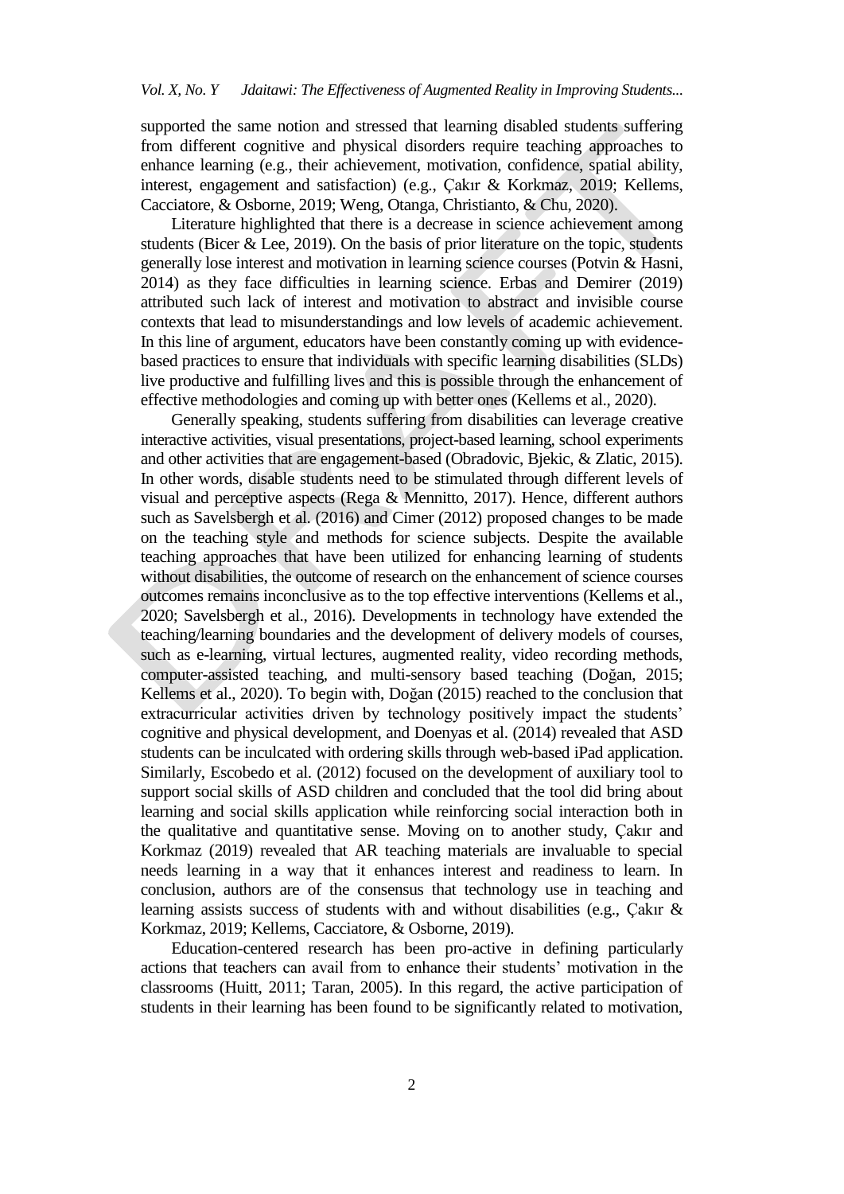supported the same notion and stressed that learning disabled students suffering from different cognitive and physical disorders require teaching approaches to enhance learning (e.g., their achievement, motivation, confidence, spatial ability, interest, engagement and satisfaction) (e.g., Çakır & Korkmaz, 2019; Kellems, Cacciatore, & Osborne, 2019; Weng, Otanga, Christianto, & Chu, 2020).

Literature highlighted that there is a decrease in science achievement among students (Bicer & Lee, 2019). On the basis of prior literature on the topic, students generally lose interest and motivation in learning science courses (Potvin & Hasni, 2014) as they face difficulties in learning science. Erbas and Demirer (2019) attributed such lack of interest and motivation to abstract and invisible course contexts that lead to misunderstandings and low levels of academic achievement. In this line of argument, educators have been constantly coming up with evidence-based practices to ensure that individuals with specific learning disabilities (SLDs) live productive and fulfilling lives and this is possible through the enhancement of effective methodologies and coming up with better ones (Kellems et al., 2020).

Generally speaking, students suffering from disabilities can leverage creative interactive activities, visual presentations, project-based learning, school experiments and other activities that are engagement-based (Obradovic, Bjekic, & Zlatic, 2015). In other words, disable students need to be stimulated through different levels of visual and perceptive aspects (Rega & Mennitto, 2017). Hence, different authors such as Savelsbergh et al. (2016) and Cimer (2012) proposed changes to be made on the teaching style and methods for science subjects. Despite the available teaching approaches that have been utilized for enhancing learning of students without disabilities, the outcome of research on the enhancement of science courses outcomes remains inconclusive as to the top effective interventions (Kellems et al., 2020; Savelsbergh et al., 2016). Developments in technology have extended the teaching/learning boundaries and the development of delivery models of courses, such as e-learning, virtual lectures, augmented reality, video recording methods, computer-assisted teaching, and multi-sensory based teaching (Doğan, 2015; Kellems et al., 2020). To begin with, Doğan (2015) reached to the conclusion that extracurricular activities driven by technology positively impact the students' cognitive and physical development, and Doenyas et al. (2014) revealed that ASD students can be inculcated with ordering skills through web-based iPad application. Similarly, Escobedo et al. (2012) focused on the development of auxiliary tool to support social skills of ASD children and concluded that the tool did bring about learning and social skills application while reinforcing social interaction both in the qualitative and quantitative sense. Moving on to another study, Çakır and Korkmaz (2019) revealed that AR teaching materials are invaluable to special needs learning in a way that it enhances interest and readiness to learn. In conclusion, authors are of the consensus that technology use in teaching and learning assists success of students with and without disabilities (e.g., Çakır & Korkmaz, 2019; Kellems, Cacciatore, & Osborne, 2019).

Education-centered research has been pro-active in defining particularly actions that teachers can avail from to enhance their students' motivation in the classrooms (Huitt, 2011; Taran, 2005). In this regard, the active participation of students in their learning has been found to be significantly related to motivation,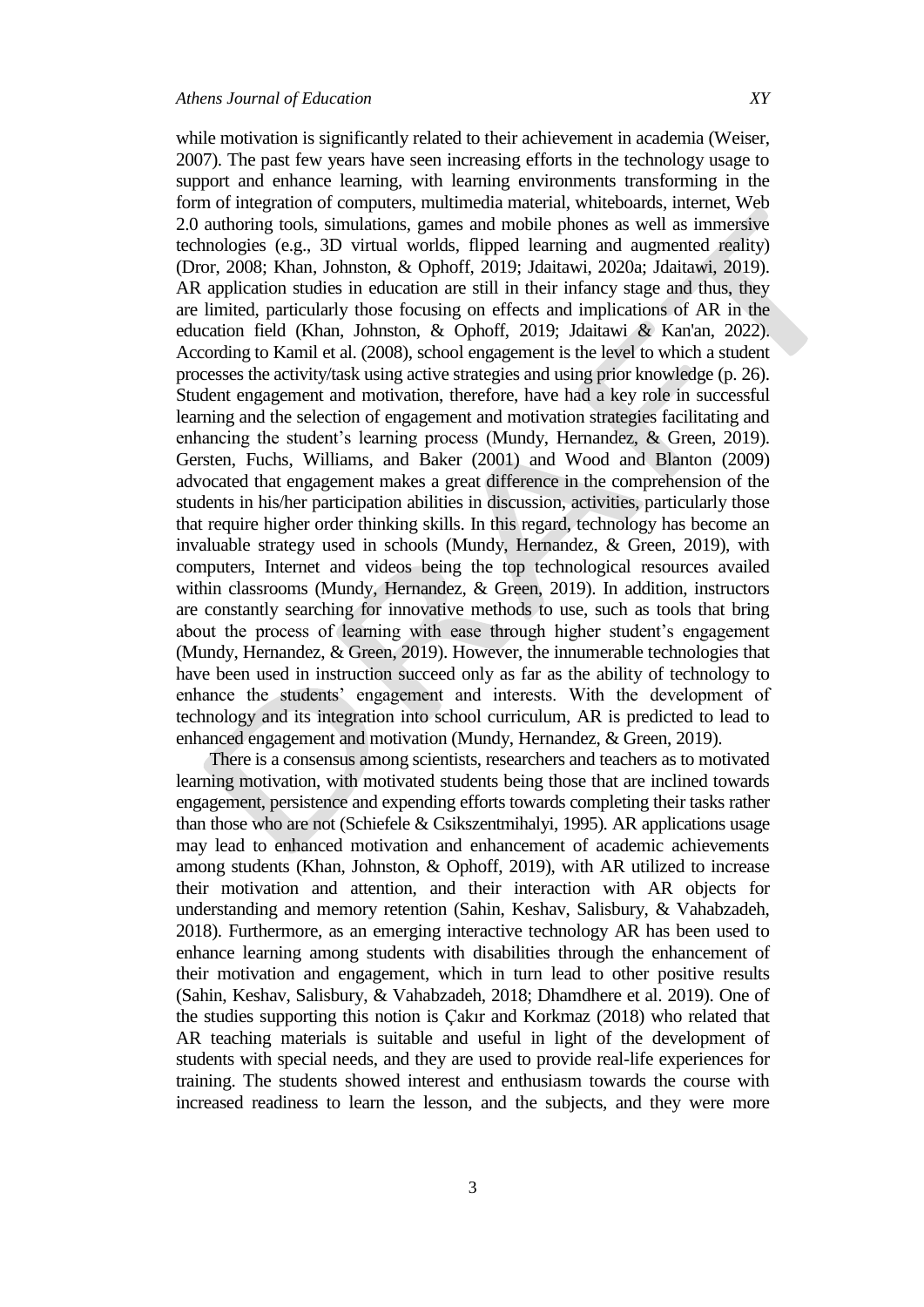while motivation is significantly related to their achievement in academia (Weiser, 2007). The past few years have seen increasing efforts in the technology usage to support and enhance learning, with learning environments transforming in the form of integration of computers, multimedia material, whiteboards, internet, Web 2.0 authoring tools, simulations, games and mobile phones as well as immersive technologies (e.g., 3D virtual worlds, flipped learning and augmented reality) (Dror, 2008; Khan, Johnston, & Ophoff, 2019; Jdaitawi, 2020a; Jdaitawi, 2019). AR application studies in education are still in their infancy stage and thus, they are limited, particularly those focusing on effects and implications of AR in the education field (Khan, Johnston, & Ophoff, 2019; Jdaitawi & Kan'an, 2022). According to Kamil et al. (2008), school engagement is the level to which a student processes the activity/task using active strategies and using prior knowledge (p. 26). Student engagement and motivation, therefore, have had a key role in successful learning and the selection of engagement and motivation strategies facilitating and enhancing the student's learning process (Mundy, Hernandez, & Green, 2019). Gersten, Fuchs, Williams, and Baker (2001) and Wood and Blanton (2009) advocated that engagement makes a great difference in the comprehension of the students in his/her participation abilities in discussion, activities, particularly those that require higher order thinking skills. In this regard, technology has become an invaluable strategy used in schools (Mundy, Hernandez, & Green, 2019), with computers, Internet and videos being the top technological resources availed within classrooms (Mundy, Hernandez, & Green, 2019). In addition, instructors are constantly searching for innovative methods to use, such as tools that bring about the process of learning with ease through higher student's engagement (Mundy, Hernandez, & Green, 2019). However, the innumerable technologies that have been used in instruction succeed only as far as the ability of technology to enhance the students' engagement and interests. With the development of technology and its integration into school curriculum, AR is predicted to lead to enhanced engagement and motivation (Mundy, Hernandez, & Green, 2019).

There is a consensus among scientists, researchers and teachers as to motivated learning motivation, with motivated students being those that are inclined towards engagement, persistence and expending efforts towards completing their tasks rather than those who are not (Schiefele & Csikszentmihalyi, 1995). AR applications usage may lead to enhanced motivation and enhancement of academic achievements among students (Khan, Johnston, & Ophoff, 2019), with AR utilized to increase their motivation and attention, and their interaction with AR objects for understanding and memory retention (Sahin, Keshav, Salisbury, & Vahabzadeh, 2018). Furthermore, as an emerging interactive technology AR has been used to enhance learning among students with disabilities through the enhancement of their motivation and engagement, which in turn lead to other positive results (Sahin, Keshav, Salisbury, & Vahabzadeh, 2018; Dhamdhere et al. 2019). One of the studies supporting this notion is Çakır and Korkmaz (2018) who related that AR teaching materials is suitable and useful in light of the development of students with special needs, and they are used to provide real-life experiences for training. The students showed interest and enthusiasm towards the course with increased readiness to learn the lesson, and the subjects, and they were more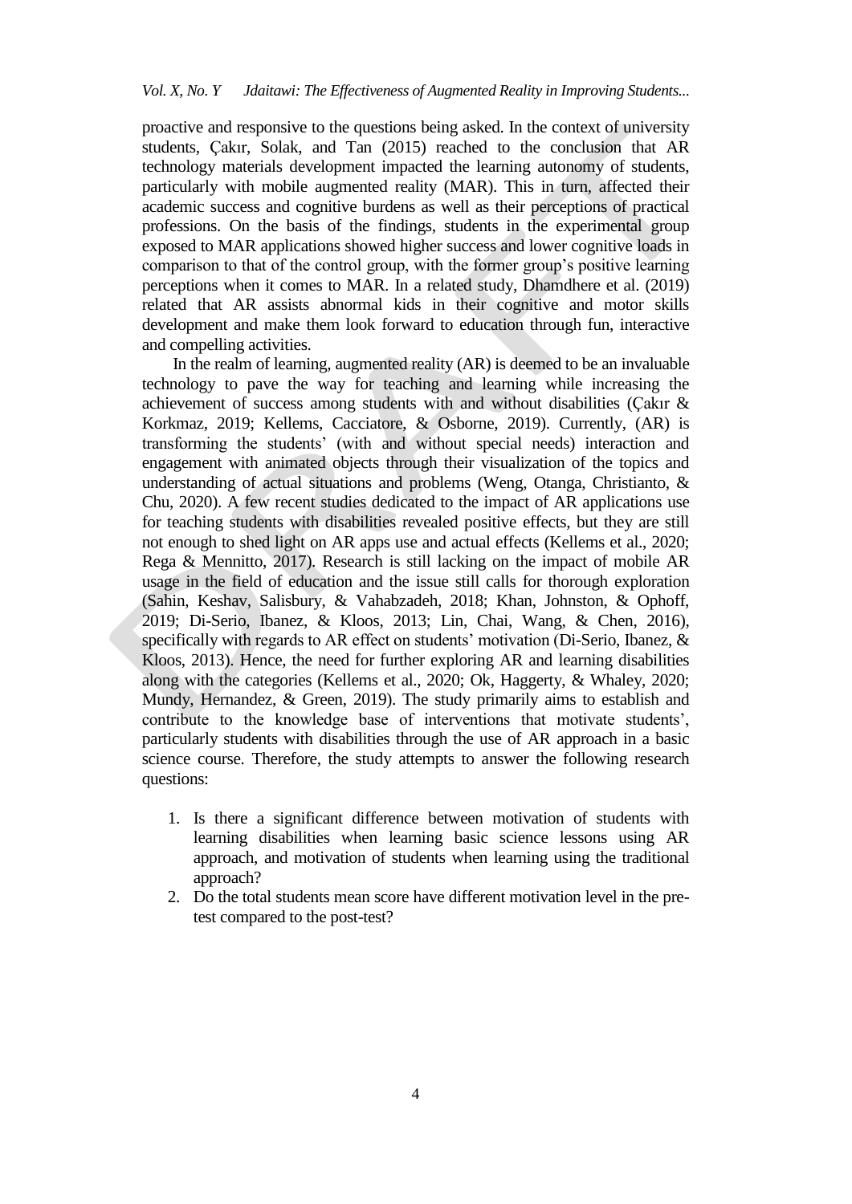proactive and responsive to the questions being asked. In the context of university students, Çakır, Solak, and Tan (2015) reached to the conclusion that AR technology materials development impacted the learning autonomy of students, particularly with mobile augmented reality (MAR). This in turn, affected their academic success and cognitive burdens as well as their perceptions of practical professions. On the basis of the findings, students in the experimental group exposed to MAR applications showed higher success and lower cognitive loads in comparison to that of the control group, with the former group's positive learning perceptions when it comes to MAR. In a related study, Dhamdhere et al. (2019) related that AR assists abnormal kids in their cognitive and motor skills development and make them look forward to education through fun, interactive and compelling activities.

In the realm of learning, augmented reality (AR) is deemed to be an invaluable technology to pave the way for teaching and learning while increasing the achievement of success among students with and without disabilities (Çakır & Korkmaz, 2019; Kellems, Cacciatore, & Osborne, 2019). Currently, (AR) is transforming the students' (with and without special needs) interaction and engagement with animated objects through their visualization of the topics and understanding of actual situations and problems (Weng, Otanga, Christianto, & Chu, 2020). A few recent studies dedicated to the impact of AR applications use for teaching students with disabilities revealed positive effects, but they are still not enough to shed light on AR apps use and actual effects (Kellems et al., 2020; Rega & Mennitto, 2017). Research is still lacking on the impact of mobile AR usage in the field of education and the issue still calls for thorough exploration (Sahin, Keshav, Salisbury, & Vahabzadeh, 2018; Khan, Johnston, & Ophoff, 2019; Di-Serio, Ibanez, & Kloos, 2013; Lin, Chai, Wang, & Chen, 2016), specifically with regards to AR effect on students' motivation (Di-Serio, Ibanez, & Kloos, 2013). Hence, the need for further exploring AR and learning disabilities along with the categories (Kellems et al., 2020; Ok, Haggerty, & Whaley, 2020; Mundy, Hernandez, & Green, 2019). The study primarily aims to establish and contribute to the knowledge base of interventions that motivate students', particularly students with disabilities through the use of AR approach in a basic science course. Therefore, the study attempts to answer the following research questions:

1. Is there a significant difference between motivation of students with learning disabilities when learning basic science lessons using AR approach, and motivation of students when learning using the traditional approach?
2. Do the total students mean score have different motivation level in the pre-test compared to the post-test?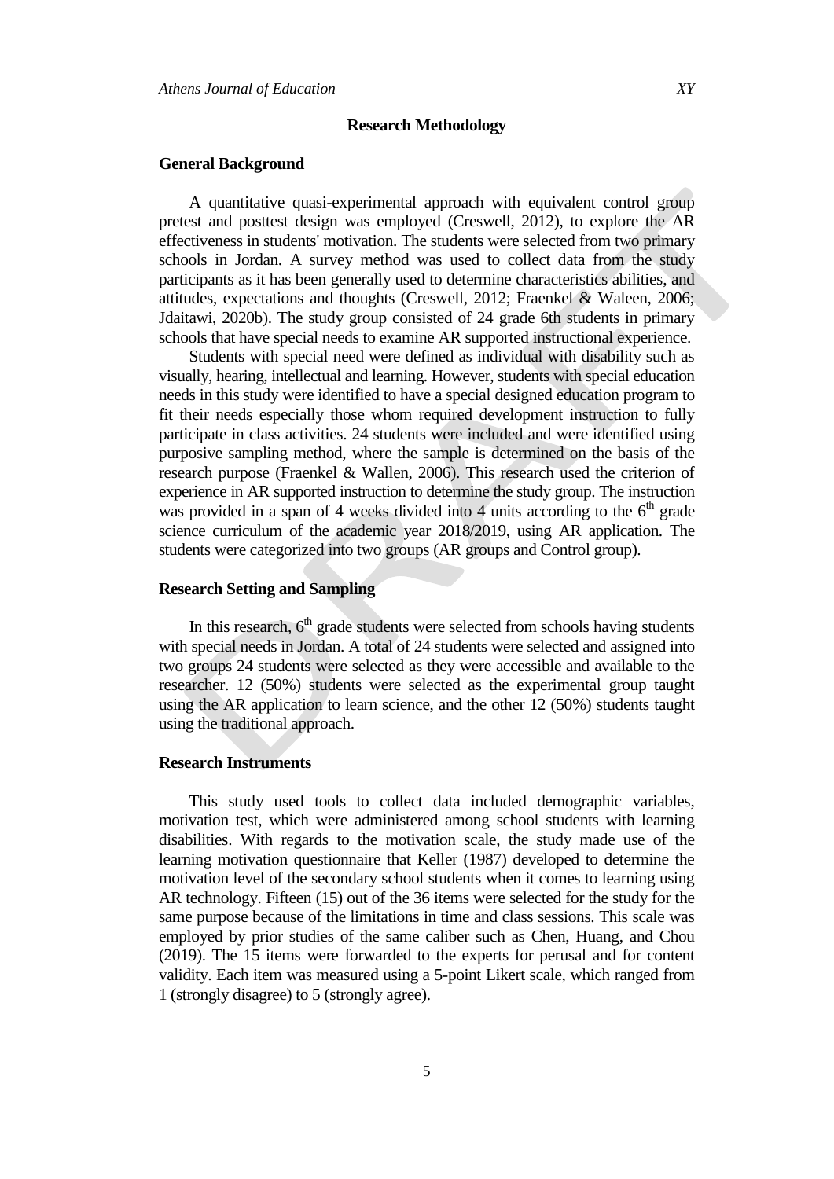## Research Methodology

### General Background

A quantitative quasi-experimental approach with equivalent control group pretest and posttest design was employed (Creswell, 2012), to explore the AR effectiveness in students' motivation. The students were selected from two primary schools in Jordan. A survey method was used to collect data from the study participants as it has been generally used to determine characteristics abilities, and attitudes, expectations and thoughts (Creswell, 2012; Fraenkel & Waleen, 2006; Jdaitawi, 2020b). The study group consisted of 24 grade 6th students in primary schools that have special needs to examine AR supported instructional experience.

Students with special need were defined as individual with disability such as visually, hearing, intellectual and learning. However, students with special education needs in this study were identified to have a special designed education program to fit their needs especially those whom required development instruction to fully participate in class activities. 24 students were included and were identified using purposive sampling method, where the sample is determined on the basis of the research purpose (Fraenkel & Wallen, 2006). This research used the criterion of experience in AR supported instruction to determine the study group. The instruction was provided in a span of 4 weeks divided into 4 units according to the 6$^{th}$ grade science curriculum of the academic year 2018/2019, using AR application. The students were categorized into two groups (AR groups and Control group).

### Research Setting and Sampling

In this research, 6$^{th}$ grade students were selected from schools having students with special needs in Jordan. A total of 24 students were selected and assigned into two groups 24 students were selected as they were accessible and available to the researcher. 12 (50%) students were selected as the experimental group taught using the AR application to learn science, and the other 12 (50%) students taught using the traditional approach.

### Research Instruments

This study used tools to collect data included demographic variables, motivation test, which were administered among school students with learning disabilities. With regards to the motivation scale, the study made use of the learning motivation questionnaire that Keller (1987) developed to determine the motivation level of the secondary school students when it comes to learning using AR technology. Fifteen (15) out of the 36 items were selected for the study for the same purpose because of the limitations in time and class sessions. This scale was employed by prior studies of the same caliber such as Chen, Huang, and Chou (2019). The 15 items were forwarded to the experts for perusal and for content validity. Each item was measured using a 5-point Likert scale, which ranged from 1 (strongly disagree) to 5 (strongly agree).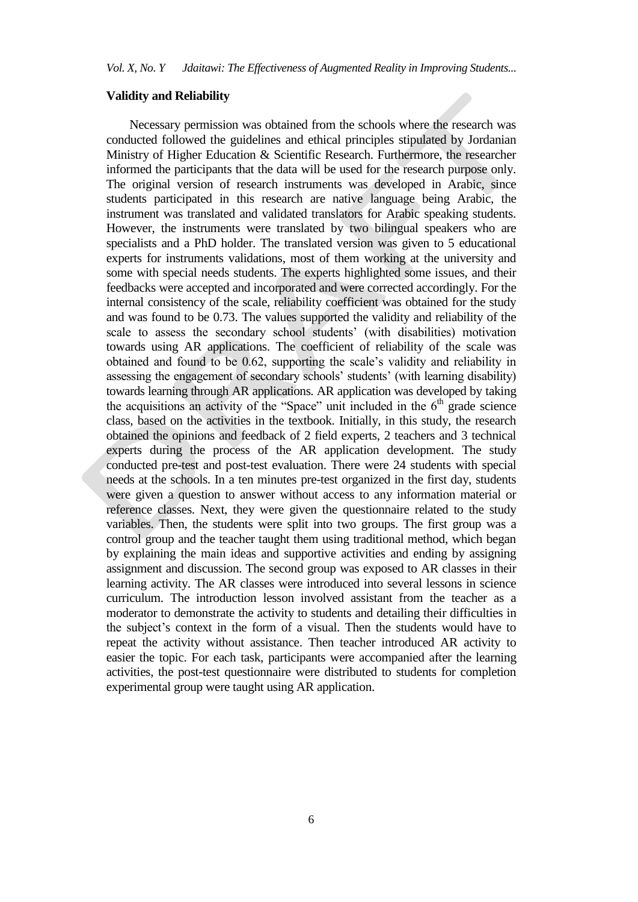### Validity and Reliability

Necessary permission was obtained from the schools where the research was conducted followed the guidelines and ethical principles stipulated by Jordanian Ministry of Higher Education & Scientific Research. Furthermore, the researcher informed the participants that the data will be used for the research purpose only. The original version of research instruments was developed in Arabic, since students participated in this research are native language being Arabic, the instrument was translated and validated translators for Arabic speaking students. However, the instruments were translated by two bilingual speakers who are specialists and a PhD holder. The translated version was given to 5 educational experts for instruments validations, most of them working at the university and some with special needs students. The experts highlighted some issues, and their feedbacks were accepted and incorporated and were corrected accordingly. For the internal consistency of the scale, reliability coefficient was obtained for the study and was found to be 0.73. The values supported the validity and reliability of the scale to assess the secondary school students' (with disabilities) motivation towards using AR applications. The coefficient of reliability of the scale was obtained and found to be 0.62, supporting the scale's validity and reliability in assessing the engagement of secondary schools' students' (with learning disability) towards learning through AR applications. AR application was developed by taking the acquisitions an activity of the "Space" unit included in the 6th grade science class, based on the activities in the textbook. Initially, in this study, the research obtained the opinions and feedback of 2 field experts, 2 teachers and 3 technical experts during the process of the AR application development. The study conducted pre-test and post-test evaluation. There were 24 students with special needs at the schools. In a ten minutes pre-test organized in the first day, students were given a question to answer without access to any information material or reference classes. Next, they were given the questionnaire related to the study variables. Then, the students were split into two groups. The first group was a control group and the teacher taught them using traditional method, which began by explaining the main ideas and supportive activities and ending by assigning assignment and discussion. The second group was exposed to AR classes in their learning activity. The AR classes were introduced into several lessons in science curriculum. The introduction lesson involved assistant from the teacher as a moderator to demonstrate the activity to students and detailing their difficulties in the subject's context in the form of a visual. Then the students would have to repeat the activity without assistance. Then teacher introduced AR activity to easier the topic. For each task, participants were accompanied after the learning activities, the post-test questionnaire were distributed to students for completion experimental group were taught using AR application.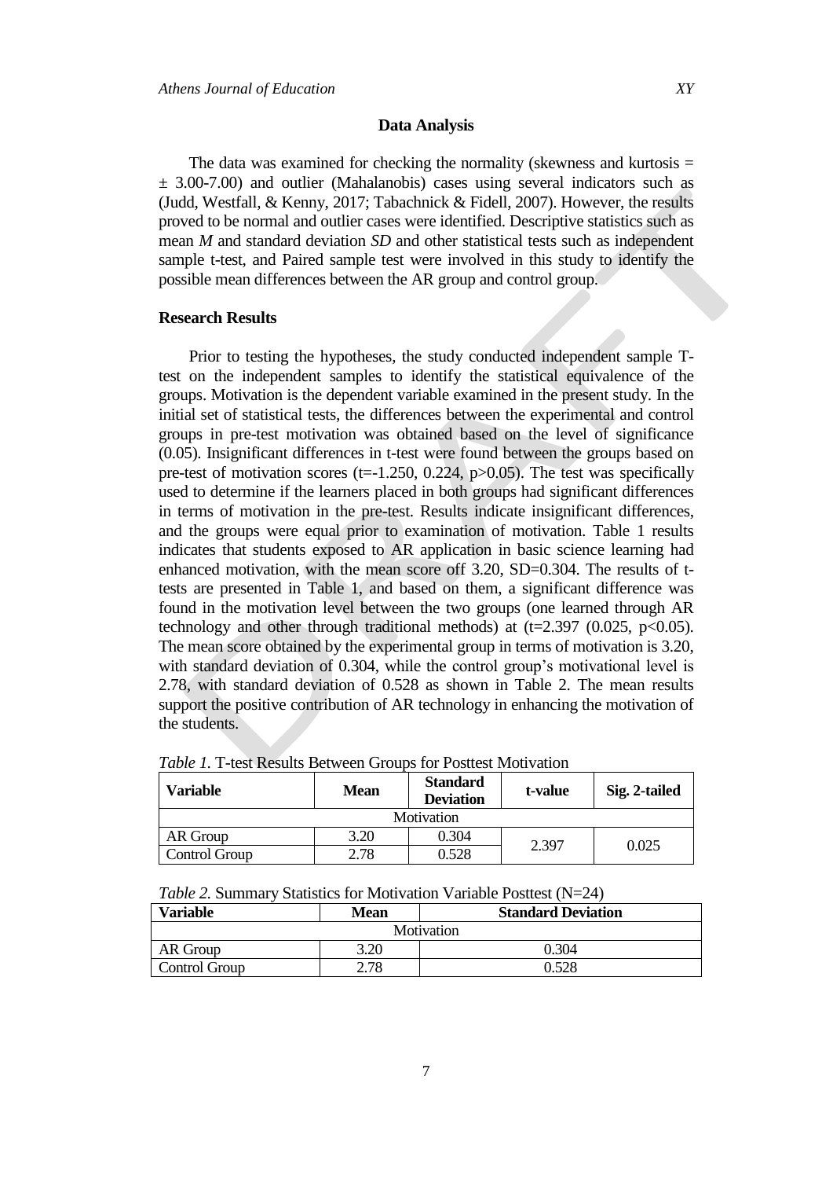### Data Analysis

The data was examined for checking the normality (skewness and kurtosis = ± 3.00-7.00) and outlier (Mahalanobis) cases using several indicators such as (Judd, Westfall, & Kenny, 2017; Tabachnick & Fidell, 2007). However, the results proved to be normal and outlier cases were identified. Descriptive statistics such as mean *M* and standard deviation *SD* and other statistical tests such as independent sample t-test, and Paired sample test were involved in this study to identify the possible mean differences between the AR group and control group.

### Research Results

Prior to testing the hypotheses, the study conducted independent sample T-test on the independent samples to identify the statistical equivalence of the groups. Motivation is the dependent variable examined in the present study. In the initial set of statistical tests, the differences between the experimental and control groups in pre-test motivation was obtained based on the level of significance (0.05). Insignificant differences in t-test were found between the groups based on pre-test of motivation scores ($t=-1.250$, 0.224, $p>0.05$). The test was specifically used to determine if the learners placed in both groups had significant differences in terms of motivation in the pre-test. Results indicate insignificant differences, and the groups were equal prior to examination of motivation. Table 1 results indicates that students exposed to AR application in basic science learning had enhanced motivation, with the mean score off 3.20, SD=0.304. The results of t-tests are presented in Table 1, and based on them, a significant difference was found in the motivation level between the two groups (one learned through AR technology and other through traditional methods) at ($t=2.397$ (0.025, $p<0.05$). The mean score obtained by the experimental group in terms of motivation is 3.20, with standard deviation of 0.304, while the control group's motivational level is 2.78, with standard deviation of 0.528 as shown in Table 2. The mean results support the positive contribution of AR technology in enhancing the motivation of the students.

*Table 1.* T-test Results Between Groups for Posttest Motivation

| Variable | Mean | Standard Deviation | t-value | Sig. 2-tailed |
|---|---|---|---|---|
| Motivation | | | | |
| AR Group | 3.20 | 0.304 | 2.397 | 0.025 |
| Control Group | 2.78 | 0.528 | | |

*Table 2.* Summary Statistics for Motivation Variable Posttest (N=24)

| Variable | Mean | Standard Deviation |
|---|---|---|
| Motivation | | |
| AR Group | 3.20 | 0.304 |
| Control Group | 2.78 | 0.528 |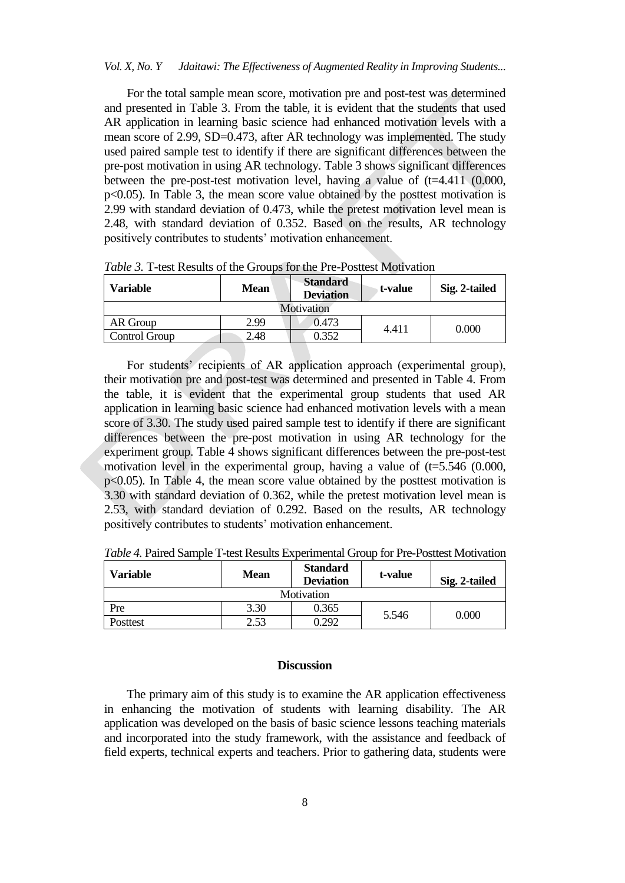For the total sample mean score, motivation pre and post-test was determined and presented in Table 3. From the table, it is evident that the students that used AR application in learning basic science had enhanced motivation levels with a mean score of 2.99, SD=0.473, after AR technology was implemented. The study used paired sample test to identify if there are significant differences between the pre-post motivation in using AR technology. Table 3 shows significant differences between the pre-post-test motivation level, having a value of ($t=4.411$ (0.000, $p<0.05$). In Table 3, the mean score value obtained by the posttest motivation is 2.99 with standard deviation of 0.473, while the pretest motivation level mean is 2.48, with standard deviation of 0.352. Based on the results, AR technology positively contributes to students' motivation enhancement.

*Table 3.* T-test Results of the Groups for the Pre-Posttest Motivation

| Variable | Mean | Standard Deviation | t-value | Sig. 2-tailed |
|---|---|---|---|---|
| Motivation | | | | |
| AR Group | 2.99 | 0.473 | 4.411 | 0.000 |
| Control Group | 2.48 | 0.352 | | |

For students' recipients of AR application approach (experimental group), their motivation pre and post-test was determined and presented in Table 4. From the table, it is evident that the experimental group students that used AR application in learning basic science had enhanced motivation levels with a mean score of 3.30. The study used paired sample test to identify if there are significant differences between the pre-post motivation in using AR technology for the experiment group. Table 4 shows significant differences between the pre-post-test motivation level in the experimental group, having a value of ($t=5.546$ (0.000, $p<0.05$). In Table 4, the mean score value obtained by the posttest motivation is 3.30 with standard deviation of 0.362, while the pretest motivation level mean is 2.53, with standard deviation of 0.292. Based on the results, AR technology positively contributes to students' motivation enhancement.

*Table 4.* Paired Sample T-test Results Experimental Group for Pre-Posttest Motivation

| Variable | Mean | Standard Deviation | t-value | Sig. 2-tailed |
|---|---|---|---|---|
| Motivation | | | | |
| Pre | 3.30 | 0.365 | 5.546 | 0.000 |
| Posttest | 2.53 | 0.292 | | |

## Discussion

The primary aim of this study is to examine the AR application effectiveness in enhancing the motivation of students with learning disability. The AR application was developed on the basis of basic science lessons teaching materials and incorporated into the study framework, with the assistance and feedback of field experts, technical experts and teachers. Prior to gathering data, students were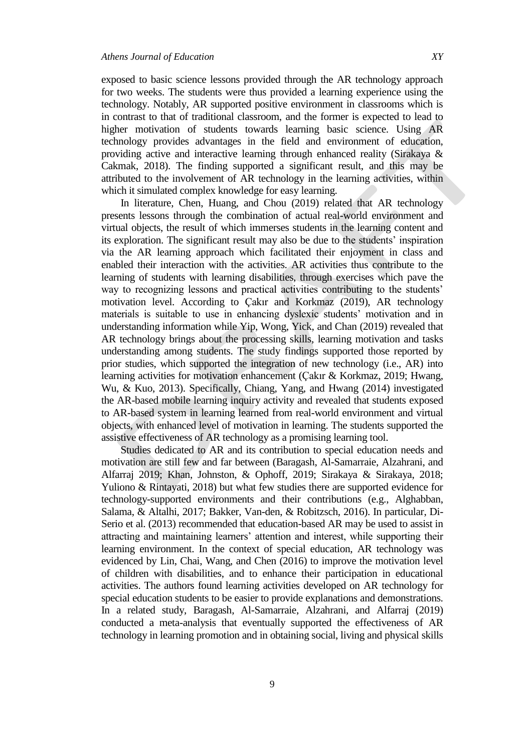exposed to basic science lessons provided through the AR technology approach for two weeks. The students were thus provided a learning experience using the technology. Notably, AR supported positive environment in classrooms which is in contrast to that of traditional classroom, and the former is expected to lead to higher motivation of students towards learning basic science. Using AR technology provides advantages in the field and environment of education, providing active and interactive learning through enhanced reality (Sirakaya & Cakmak, 2018). The finding supported a significant result, and this may be attributed to the involvement of AR technology in the learning activities, within which it simulated complex knowledge for easy learning.

In literature, Chen, Huang, and Chou (2019) related that AR technology presents lessons through the combination of actual real-world environment and virtual objects, the result of which immerses students in the learning content and its exploration. The significant result may also be due to the students' inspiration via the AR learning approach which facilitated their enjoyment in class and enabled their interaction with the activities. AR activities thus contribute to the learning of students with learning disabilities, through exercises which pave the way to recognizing lessons and practical activities contributing to the students' motivation level. According to Çakır and Korkmaz (2019), AR technology materials is suitable to use in enhancing dyslexic students' motivation and in understanding information while Yip, Wong, Yick, and Chan (2019) revealed that AR technology brings about the processing skills, learning motivation and tasks understanding among students. The study findings supported those reported by prior studies, which supported the integration of new technology (i.e., AR) into learning activities for motivation enhancement (Çakır & Korkmaz, 2019; Hwang, Wu, & Kuo, 2013). Specifically, Chiang, Yang, and Hwang (2014) investigated the AR-based mobile learning inquiry activity and revealed that students exposed to AR-based system in learning learned from real-world environment and virtual objects, with enhanced level of motivation in learning. The students supported the assistive effectiveness of AR technology as a promising learning tool.

Studies dedicated to AR and its contribution to special education needs and motivation are still few and far between (Baragash, Al-Samarraie, Alzahrani, and Alfarraj 2019; Khan, Johnston, & Ophoff, 2019; Sirakaya & Sirakaya, 2018; Yuliono & Rintayati, 2018) but what few studies there are supported evidence for technology-supported environments and their contributions (e.g., Alghabban, Salama, & Altalhi, 2017; Bakker, Van-den, & Robitzsch, 2016). In particular, Di-Serio et al. (2013) recommended that education-based AR may be used to assist in attracting and maintaining learners' attention and interest, while supporting their learning environment. In the context of special education, AR technology was evidenced by Lin, Chai, Wang, and Chen (2016) to improve the motivation level of children with disabilities, and to enhance their participation in educational activities. The authors found learning activities developed on AR technology for special education students to be easier to provide explanations and demonstrations. In a related study, Baragash, Al-Samarraie, Alzahrani, and Alfarraj (2019) conducted a meta-analysis that eventually supported the effectiveness of AR technology in learning promotion and in obtaining social, living and physical skills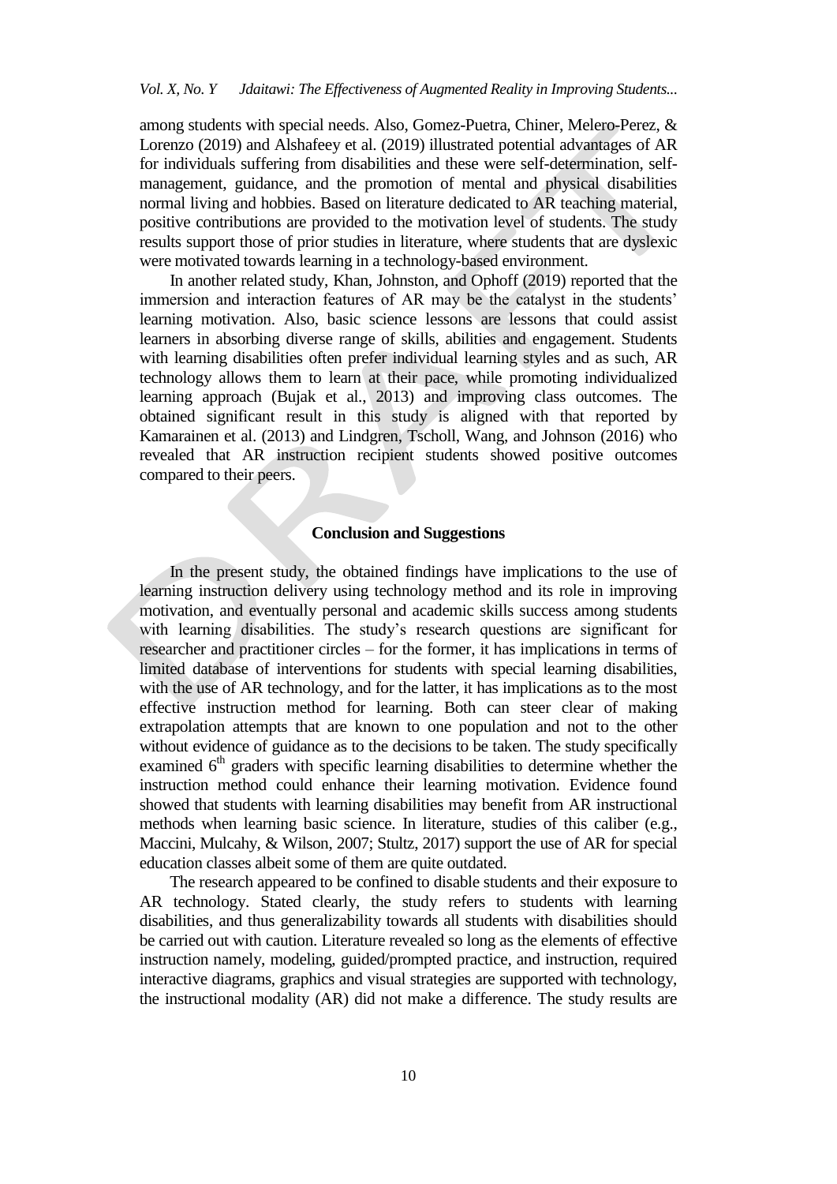among students with special needs. Also, Gomez-Puetra, Chiner, Melero-Perez, & Lorenzo (2019) and Alshafeey et al. (2019) illustrated potential advantages of AR for individuals suffering from disabilities and these were self-determination, self-management, guidance, and the promotion of mental and physical disabilities normal living and hobbies. Based on literature dedicated to AR teaching material, positive contributions are provided to the motivation level of students. The study results support those of prior studies in literature, where students that are dyslexic were motivated towards learning in a technology-based environment.

In another related study, Khan, Johnston, and Ophoff (2019) reported that the immersion and interaction features of AR may be the catalyst in the students' learning motivation. Also, basic science lessons are lessons that could assist learners in absorbing diverse range of skills, abilities and engagement. Students with learning disabilities often prefer individual learning styles and as such, AR technology allows them to learn at their pace, while promoting individualized learning approach (Bujak et al., 2013) and improving class outcomes. The obtained significant result in this study is aligned with that reported by Kamarainen et al. (2013) and Lindgren, Tscholl, Wang, and Johnson (2016) who revealed that AR instruction recipient students showed positive outcomes compared to their peers.

## Conclusion and Suggestions

In the present study, the obtained findings have implications to the use of learning instruction delivery using technology method and its role in improving motivation, and eventually personal and academic skills success among students with learning disabilities. The study's research questions are significant for researcher and practitioner circles – for the former, it has implications in terms of limited database of interventions for students with special learning disabilities, with the use of AR technology, and for the latter, it has implications as to the most effective instruction method for learning. Both can steer clear of making extrapolation attempts that are known to one population and not to the other without evidence of guidance as to the decisions to be taken. The study specifically examined 6th graders with specific learning disabilities to determine whether the instruction method could enhance their learning motivation. Evidence found showed that students with learning disabilities may benefit from AR instructional methods when learning basic science. In literature, studies of this caliber (e.g., Maccini, Mulcahy, & Wilson, 2007; Stultz, 2017) support the use of AR for special education classes albeit some of them are quite outdated.

The research appeared to be confined to disable students and their exposure to AR technology. Stated clearly, the study refers to students with learning disabilities, and thus generalizability towards all students with disabilities should be carried out with caution. Literature revealed so long as the elements of effective instruction namely, modeling, guided/prompted practice, and instruction, required interactive diagrams, graphics and visual strategies are supported with technology, the instructional modality (AR) did not make a difference. The study results are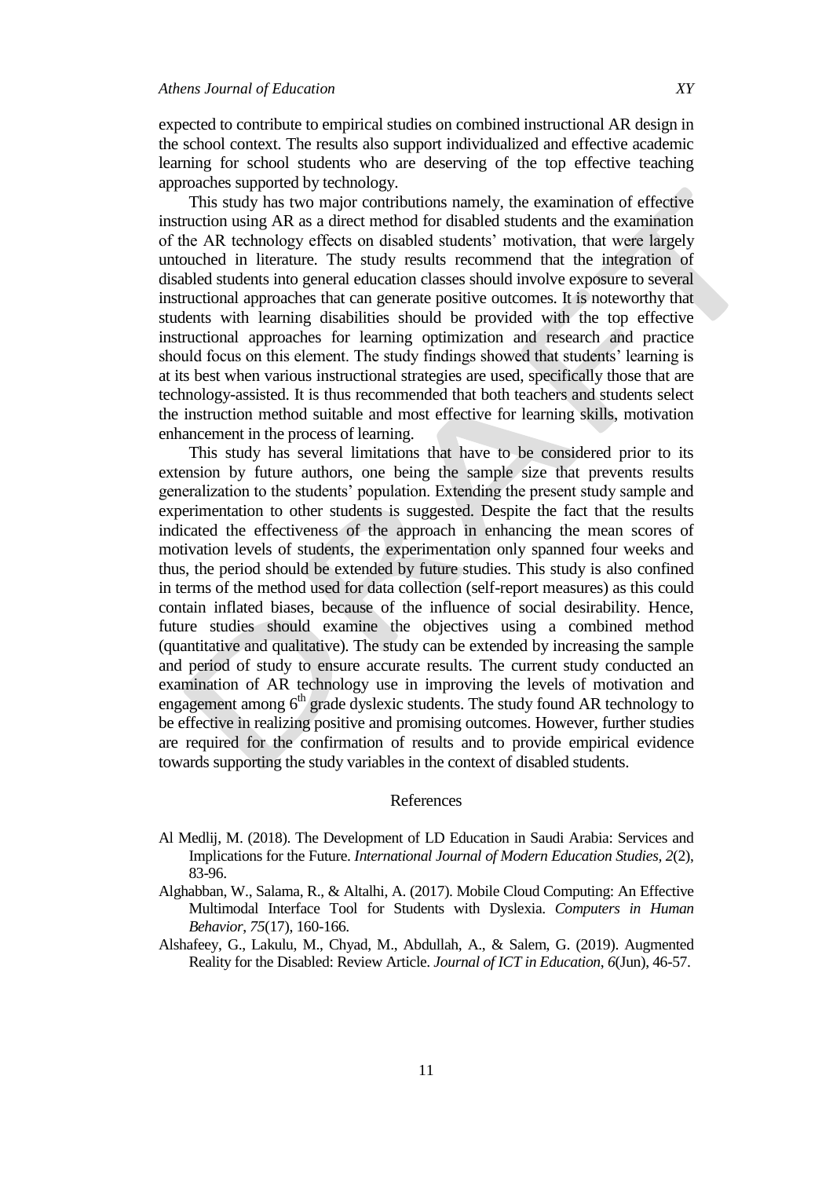expected to contribute to empirical studies on combined instructional AR design in the school context. The results also support individualized and effective academic learning for school students who are deserving of the top effective teaching approaches supported by technology.

This study has two major contributions namely, the examination of effective instruction using AR as a direct method for disabled students and the examination of the AR technology effects on disabled students' motivation, that were largely untouched in literature. The study results recommend that the integration of disabled students into general education classes should involve exposure to several instructional approaches that can generate positive outcomes. It is noteworthy that students with learning disabilities should be provided with the top effective instructional approaches for learning optimization and research and practice should focus on this element. The study findings showed that students' learning is at its best when various instructional strategies are used, specifically those that are technology-assisted. It is thus recommended that both teachers and students select the instruction method suitable and most effective for learning skills, motivation enhancement in the process of learning.

This study has several limitations that have to be considered prior to its extension by future authors, one being the sample size that prevents results generalization to the students' population. Extending the present study sample and experimentation to other students is suggested. Despite the fact that the results indicated the effectiveness of the approach in enhancing the mean scores of motivation levels of students, the experimentation only spanned four weeks and thus, the period should be extended by future studies. This study is also confined in terms of the method used for data collection (self-report measures) as this could contain inflated biases, because of the influence of social desirability. Hence, future studies should examine the objectives using a combined method (quantitative and qualitative). The study can be extended by increasing the sample and period of study to ensure accurate results. The current study conducted an examination of AR technology use in improving the levels of motivation and engagement among 6th grade dyslexic students. The study found AR technology to be effective in realizing positive and promising outcomes. However, further studies are required for the confirmation of results and to provide empirical evidence towards supporting the study variables in the context of disabled students.

## References

Al Medlij, M. (2018). The Development of LD Education in Saudi Arabia: Services and Implications for the Future. *International Journal of Modern Education Studies, 2*(2), 83-96.

Alghabban, W., Salama, R., & Altalhi, A. (2017). Mobile Cloud Computing: An Effective Multimodal Interface Tool for Students with Dyslexia. *Computers in Human Behavior*, *75*(17), 160-166.

Alshafeey, G., Lakulu, M., Chyad, M., Abdullah, A., & Salem, G. (2019). Augmented Reality for the Disabled: Review Article. *Journal of ICT in Education*, *6*(Jun), 46-57.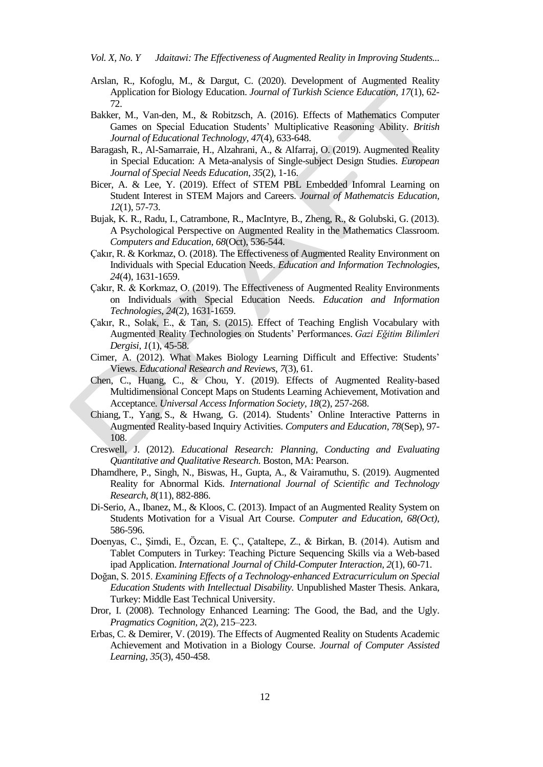Arslan, R., Kofoglu, M., & Dargut, C. (2020). Development of Augmented Reality Application for Biology Education. *Journal of Turkish Science Education, 17*(1), 62-72.

Bakker, M., Van-den, M., & Robitzsch, A. (2016). Effects of Mathematics Computer Games on Special Education Students' Multiplicative Reasoning Ability. *British Journal of Educational Technology, 47*(4), 633-648.

Baragash, R., Al-Samarraie, H., Alzahrani, A., & Alfarraj, O. (2019). Augmented Reality in Special Education: A Meta-analysis of Single-subject Design Studies. *European Journal of Special Needs Education, 35*(2), 1-16.

Bicer, A. & Lee, Y. (2019). Effect of STEM PBL Embedded Infomral Learning on Student Interest in STEM Majors and Careers. *Journal of Mathematcis Education, 12*(1), 57-73.

Bujak, K. R., Radu, I., Catrambone, R., MacIntyre, B., Zheng, R., & Golubski, G. (2013). A Psychological Perspective on Augmented Reality in the Mathematics Classroom. *Computers and Education, 68*(Oct), 536-544.

Çakır, R. & Korkmaz, O. (2018). The Effectiveness of Augmented Reality Environment on Individuals with Special Education Needs. *Education and Information Technologies, 24*(4), 1631-1659.

Çakır, R. & Korkmaz, O. (2019). The Effectiveness of Augmented Reality Environments on Individuals with Special Education Needs. *Education and Information Technologies, 24*(2), 1631-1659.

Çakır, R., Solak, E., & Tan, S. (2015). Effect of Teaching English Vocabulary with Augmented Reality Technologies on Students' Performances. *Gazi Eğitim Bilimleri Dergisi, 1*(1), 45-58.

Cimer, A. (2012). What Makes Biology Learning Difficult and Effective: Students' Views. *Educational Research and Reviews, 7*(3), 61.

Chen, C., Huang, C., & Chou, Y. (2019). Effects of Augmented Reality-based Multidimensional Concept Maps on Students Learning Achievement, Motivation and Acceptance. *Universal Access Information Society, 18*(2), 257-268.

Chiang, T., Yang, S., & Hwang, G. (2014). Students' Online Interactive Patterns in Augmented Reality-based Inquiry Activities. *Computers and Education, 78*(Sep), 97-108.

Creswell, J. (2012). *Educational Research: Planning, Conducting and Evaluating Quantitative and Qualitative Research.* Boston, MA: Pearson.

Dhamdhere, P., Singh, N., Biswas, H., Gupta, A., & Vairamuthu, S. (2019). Augmented Reality for Abnormal Kids. *International Journal of Scientific and Technology Research, 8*(11), 882-886.

Di-Serio, A., Ibanez, M., & Kloos, C. (2013). Impact of an Augmented Reality System on Students Motivation for a Visual Art Course. *Computer and Education, 68(Oct)*, 586-596.

Doenyas, C., Şimdi, E., Özcan, E. Ç., Çataltepe, Z., & Birkan, B. (2014). Autism and Tablet Computers in Turkey: Teaching Picture Sequencing Skills via a Web-based ipad Application. *International Journal of Child-Computer Interaction, 2*(1), 60-71.

Doğan, S. 2015. *Examining Effects of a Technology-enhanced Extracurriculum on Special Education Students with Intellectual Disability.* Unpublished Master Thesis. Ankara, Turkey: Middle East Technical University.

Dror, I. (2008). Technology Enhanced Learning: The Good, the Bad, and the Ugly. *Pragmatics Cognition, 2*(2), 215–223.

Erbas, C. & Demirer, V. (2019). The Effects of Augmented Reality on Students Academic Achievement and Motivation in a Biology Course. *Journal of Computer Assisted Learning, 35*(3), 450-458.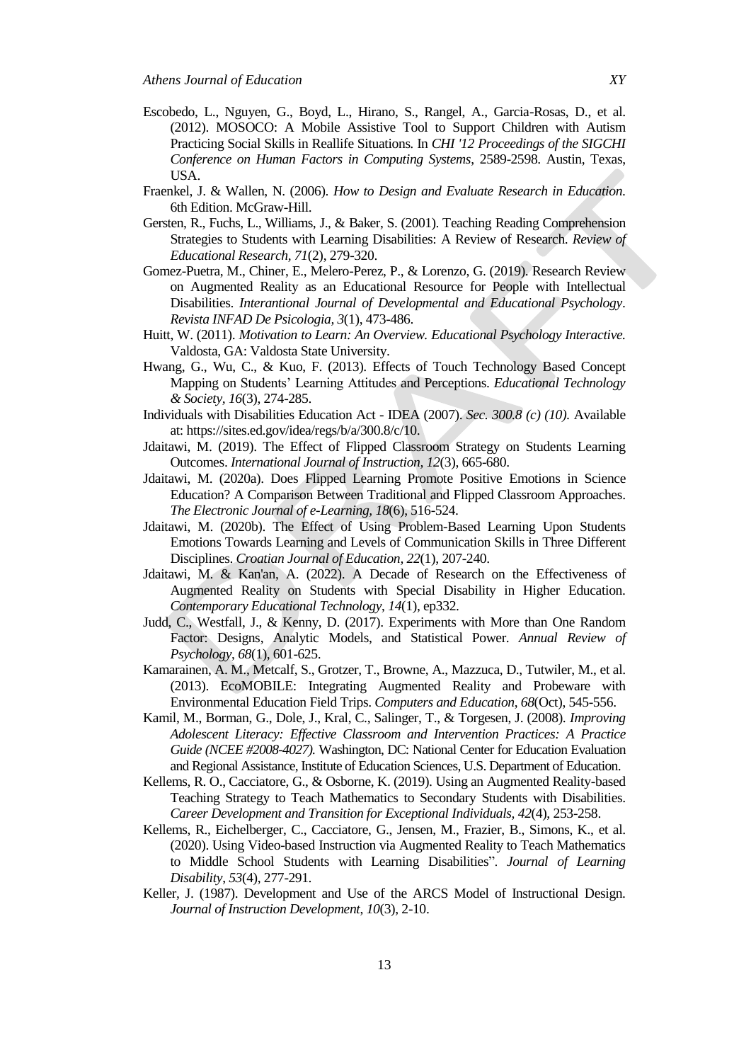Escobedo, L., Nguyen, G., Boyd, L., Hirano, S., Rangel, A., Garcia-Rosas, D., et al. (2012). MOSOCO: A Mobile Assistive Tool to Support Children with Autism Practicing Social Skills in Reallife Situations. In *CHI '12 Proceedings of the SIGCHI Conference on Human Factors in Computing Systems*, 2589-2598. Austin, Texas, USA.

Fraenkel, J. & Wallen, N. (2006). *How to Design and Evaluate Research in Education.* 6th Edition. McGraw-Hill.

Gersten, R., Fuchs, L., Williams, J., & Baker, S. (2001). Teaching Reading Comprehension Strategies to Students with Learning Disabilities: A Review of Research. *Review of Educational Research, 71*(2), 279-320.

Gomez-Puetra, M., Chiner, E., Melero-Perez, P., & Lorenzo, G. (2019). Research Review on Augmented Reality as an Educational Resource for People with Intellectual Disabilities. *Interantional Journal of Developmental and Educational Psychology*. *Revista INFAD De Psicologia, 3*(1), 473-486.

Huitt, W. (2011). *Motivation to Learn: An Overview. Educational Psychology Interactive.* Valdosta, GA: Valdosta State University.

Hwang, G., Wu, C., & Kuo, F. (2013). Effects of Touch Technology Based Concept Mapping on Students' Learning Attitudes and Perceptions. *Educational Technology & Society, 16*(3), 274-285.

Individuals with Disabilities Education Act - IDEA (2007). *Sec. 300.8 (c) (10).* Available at: https://sites.ed.gov/idea/regs/b/a/300.8/c/10.

Jdaitawi, M. (2019). The Effect of Flipped Classroom Strategy on Students Learning Outcomes. *International Journal of Instruction, 12*(3), 665-680.

Jdaitawi, M. (2020a). Does Flipped Learning Promote Positive Emotions in Science Education? A Comparison Between Traditional and Flipped Classroom Approaches. *The Electronic Journal of e-Learning, 18*(6), 516-524.

Jdaitawi, M. (2020b). The Effect of Using Problem-Based Learning Upon Students Emotions Towards Learning and Levels of Communication Skills in Three Different Disciplines. *Croatian Journal of Education, 22*(1), 207-240.

Jdaitawi, M. & Kan'an, A. (2022). A Decade of Research on the Effectiveness of Augmented Reality on Students with Special Disability in Higher Education. *Contemporary Educational Technology*, *14*(1), ep332.

Judd, C., Westfall, J., & Kenny, D. (2017). Experiments with More than One Random Factor: Designs, Analytic Models, and Statistical Power. *Annual Review of Psychology*, *68*(1), 601-625.

Kamarainen, A. M., Metcalf, S., Grotzer, T., Browne, A., Mazzuca, D., Tutwiler, M., et al. (2013). EcoMOBILE: Integrating Augmented Reality and Probeware with Environmental Education Field Trips. *Computers and Education*, *68*(Oct), 545-556.

Kamil, M., Borman, G., Dole, J., Kral, C., Salinger, T., & Torgesen, J. (2008). *Improving Adolescent Literacy: Effective Classroom and Intervention Practices: A Practice Guide (NCEE #2008-4027).* Washington, DC: National Center for Education Evaluation and Regional Assistance, Institute of Education Sciences, U.S. Department of Education.

Kellems, R. O., Cacciatore, G., & Osborne, K. (2019). Using an Augmented Reality-based Teaching Strategy to Teach Mathematics to Secondary Students with Disabilities. *Career Development and Transition for Exceptional Individuals, 42*(4), 253-258.

Kellems, R., Eichelberger, C., Cacciatore, G., Jensen, M., Frazier, B., Simons, K., et al. (2020). Using Video-based Instruction via Augmented Reality to Teach Mathematics to Middle School Students with Learning Disabilities". *Journal of Learning Disability*, *53*(4), 277-291.

Keller, J. (1987). Development and Use of the ARCS Model of Instructional Design. *Journal of Instruction Development*, *10*(3), 2-10.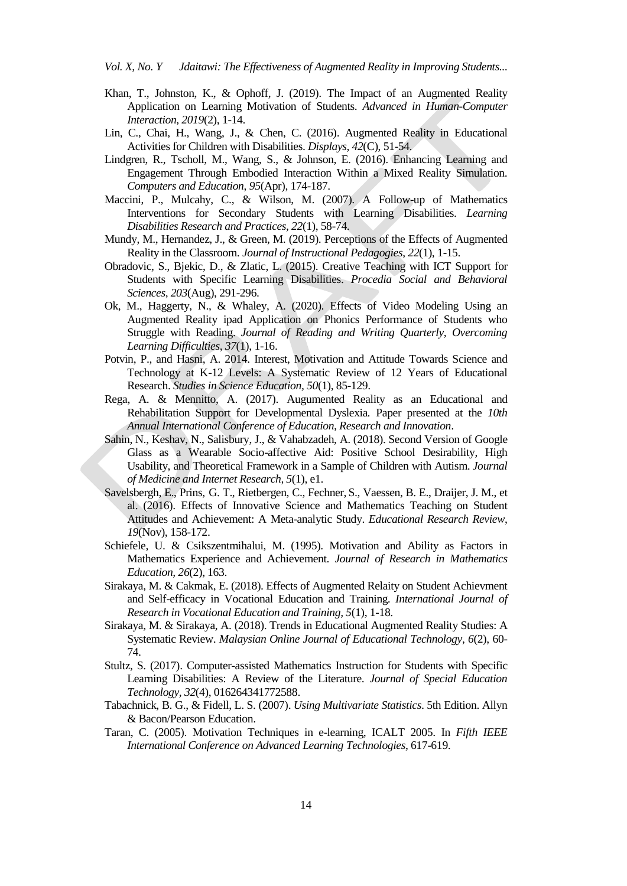Khan, T., Johnston, K., & Ophoff, J. (2019). The Impact of an Augmented Reality Application on Learning Motivation of Students. *Advanced in Human-Computer Interaction, 2019*(2), 1-14.

Lin, C., Chai, H., Wang, J., & Chen, C. (2016). Augmented Reality in Educational Activities for Children with Disabilities. *Displays, 42*(C), 51-54.

Lindgren, R., Tscholl, M., Wang, S., & Johnson, E. (2016). Enhancing Learning and Engagement Through Embodied Interaction Within a Mixed Reality Simulation. *Computers and Education, 95*(Apr), 174-187.

Maccini, P., Mulcahy, C., & Wilson, M. (2007). A Follow-up of Mathematics Interventions for Secondary Students with Learning Disabilities. *Learning Disabilities Research and Practices, 22*(1), 58-74.

Mundy, M., Hernandez, J., & Green, M. (2019). Perceptions of the Effects of Augmented Reality in the Classroom. *Journal of Instructional Pedagogies, 22*(1), 1-15.

Obradovic, S., Bjekic, D., & Zlatic, L. (2015). Creative Teaching with ICT Support for Students with Specific Learning Disabilities. *Procedia Social and Behavioral Sciences, 203*(Aug), 291-296.

Ok, M., Haggerty, N., & Whaley, A. (2020). Effects of Video Modeling Using an Augmented Reality ipad Application on Phonics Performance of Students who Struggle with Reading. *Journal of Reading and Writing Quarterly, Overcoming Learning Difficulties, 37*(1), 1-16.

Potvin, P., and Hasni, A. 2014. Interest, Motivation and Attitude Towards Science and Technology at K-12 Levels: A Systematic Review of 12 Years of Educational Research. *Studies in Science Education, 50*(1), 85-129.

Rega, A. & Mennitto, A. (2017). Augumented Reality as an Educational and Rehabilitation Support for Developmental Dyslexia. Paper presented at the *10th Annual International Conference of Education, Research and Innovation*.

Sahin, N., Keshav, N., Salisbury, J., & Vahabzadeh, A. (2018). Second Version of Google Glass as a Wearable Socio-affective Aid: Positive School Desirability, High Usability, and Theoretical Framework in a Sample of Children with Autism. *Journal of Medicine and Internet Research, 5*(1), e1.

Savelsbergh, E., Prins, G. T., Rietbergen, C., Fechner, S., Vaessen, B. E., Draijer, J. M., et al. (2016). Effects of Innovative Science and Mathematics Teaching on Student Attitudes and Achievement: A Meta-analytic Study. *Educational Research Review, 19*(Nov), 158-172.

Schiefele, U. & Csikszentmihalui, M. (1995). Motivation and Ability as Factors in Mathematics Experience and Achievement. *Journal of Research in Mathematics Education, 26*(2), 163.

Sirakaya, M. & Cakmak, E. (2018). Effects of Augmented Relaity on Student Achievment and Self-efficacy in Vocational Education and Training. *International Journal of Research in Vocational Education and Training, 5*(1), 1-18.

Sirakaya, M. & Sirakaya, A. (2018). Trends in Educational Augmented Reality Studies: A Systematic Review. *Malaysian Online Journal of Educational Technology, 6*(2), 60-74.

Stultz, S. (2017). Computer-assisted Mathematics Instruction for Students with Specific Learning Disabilities: A Review of the Literature. *Journal of Special Education Technology, 32*(4), 016264341772588.

Tabachnick, B. G., & Fidell, L. S. (2007). *Using Multivariate Statistics*. 5th Edition. Allyn & Bacon/Pearson Education.

Taran, C. (2005). Motivation Techniques in e-learning, ICALT 2005. In *Fifth IEEE International Conference on Advanced Learning Technologies*, 617-619.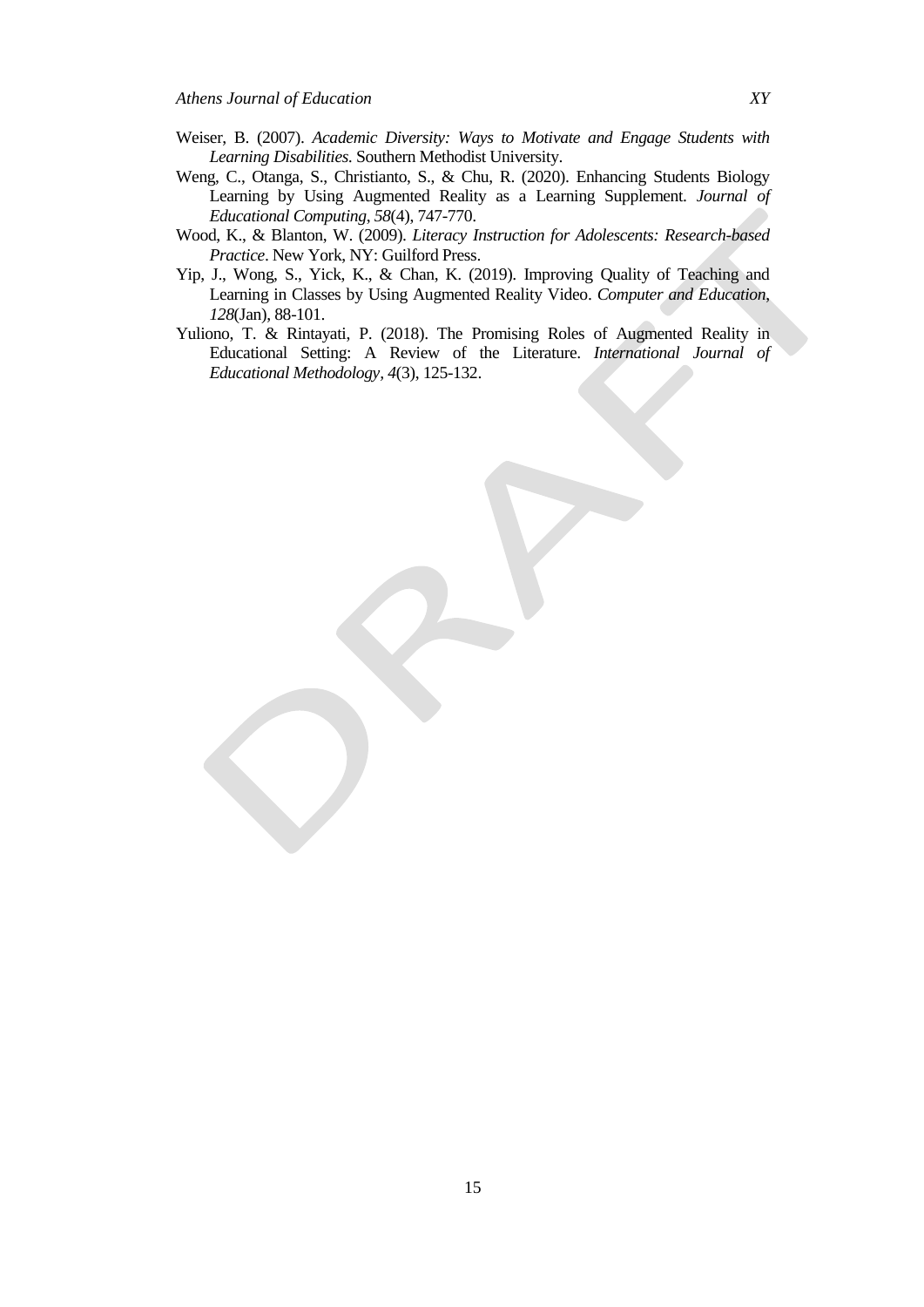Weiser, B. (2007). *Academic Diversity: Ways to Motivate and Engage Students with Learning Disabilities*. Southern Methodist University.

Weng, C., Otanga, S., Christianto, S., & Chu, R. (2020). Enhancing Students Biology Learning by Using Augmented Reality as a Learning Supplement. *Journal of Educational Computing*, *58*(4), 747-770.

Wood, K., & Blanton, W. (2009). *Literacy Instruction for Adolescents: Research-based Practice*. New York, NY: Guilford Press.

Yip, J., Wong, S., Yick, K., & Chan, K. (2019). Improving Quality of Teaching and Learning in Classes by Using Augmented Reality Video. *Computer and Education*, *128*(Jan), 88-101.

Yuliono, T. & Rintayati, P. (2018). The Promising Roles of Augmented Reality in Educational Setting: A Review of the Literature. *International Journal of Educational Methodology*, *4*(3), 125-132.